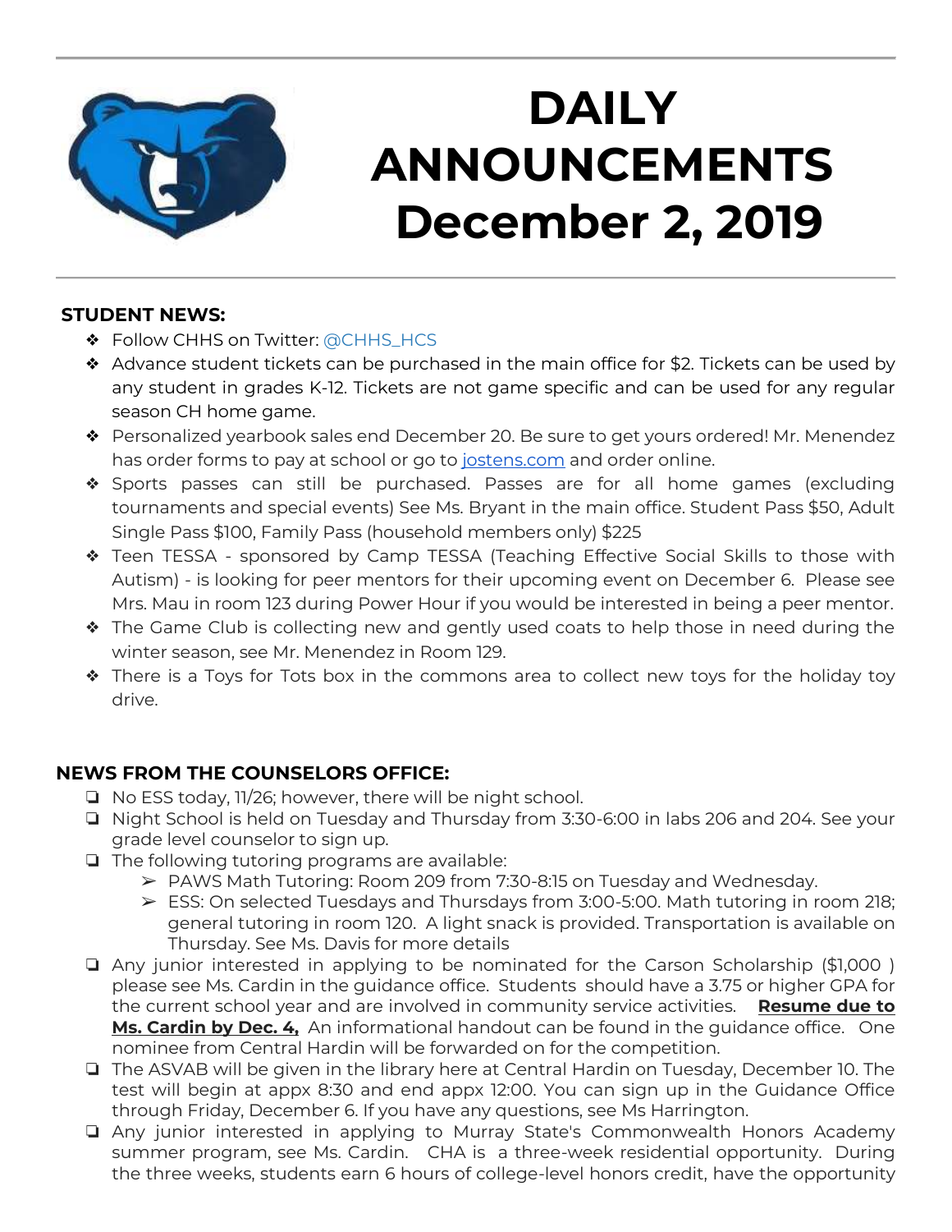# DAILY ANNOUNCEMENTS December 2, 2019

## STUDENT NEWS:

- Follow CHHS on Twitter: @CHHS_HCS
- Advance student tickets can be purchased in the main office for $2. Tickets can be used by any student in grades K-12. Tickets are not game specific and can be used for any regular season CH home game.
- Personalized yearbook sales end December 20. Be sure to get yours ordered! Mr. Menendez has order forms to pay at school or go to jostens.com and order online.
- Sports passes can still be purchased. Passes are for all home games (excluding tournaments and special events) See Ms. Bryant in the main office. Student Pass $50, Adult Single Pass $100, Family Pass (household members only) $225
- Teen TESSA - sponsored by Camp TESSA (Teaching Effective Social Skills to those with Autism) - is looking for peer mentors for their upcoming event on December 6. Please see Mrs. Mau in room 123 during Power Hour if you would be interested in being a peer mentor.
- The Game Club is collecting new and gently used coats to help those in need during the winter season, see Mr. Menendez in Room 129.
- There is a Toys for Tots box in the commons area to collect new toys for the holiday toy drive.

## NEWS FROM THE COUNSELORS OFFICE:

- No ESS today, 11/26; however, there will be night school.
- Night School is held on Tuesday and Thursday from 3:30-6:00 in labs 206 and 204. See your grade level counselor to sign up.
- The following tutoring programs are available:
  - PAWS Math Tutoring: Room 209 from 7:30-8:15 on Tuesday and Wednesday.
  - ESS: On selected Tuesdays and Thursdays from 3:00-5:00. Math tutoring in room 218; general tutoring in room 120. A light snack is provided. Transportation is available on Thursday. See Ms. Davis for more details
- Any junior interested in applying to be nominated for the Carson Scholarship ($1,000 ) please see Ms. Cardin in the guidance office. Students should have a 3.75 or higher GPA for the current school year and are involved in community service activities. **Resume due to Ms. Cardin by Dec. 4,** An informational handout can be found in the guidance office. One nominee from Central Hardin will be forwarded on for the competition.
- The ASVAB will be given in the library here at Central Hardin on Tuesday, December 10. The test will begin at appx 8:30 and end appx 12:00. You can sign up in the Guidance Office through Friday, December 6. If you have any questions, see Ms Harrington.
- Any junior interested in applying to Murray State's Commonwealth Honors Academy summer program, see Ms. Cardin. CHA is a three-week residential opportunity. During the three weeks, students earn 6 hours of college-level honors credit, have the opportunity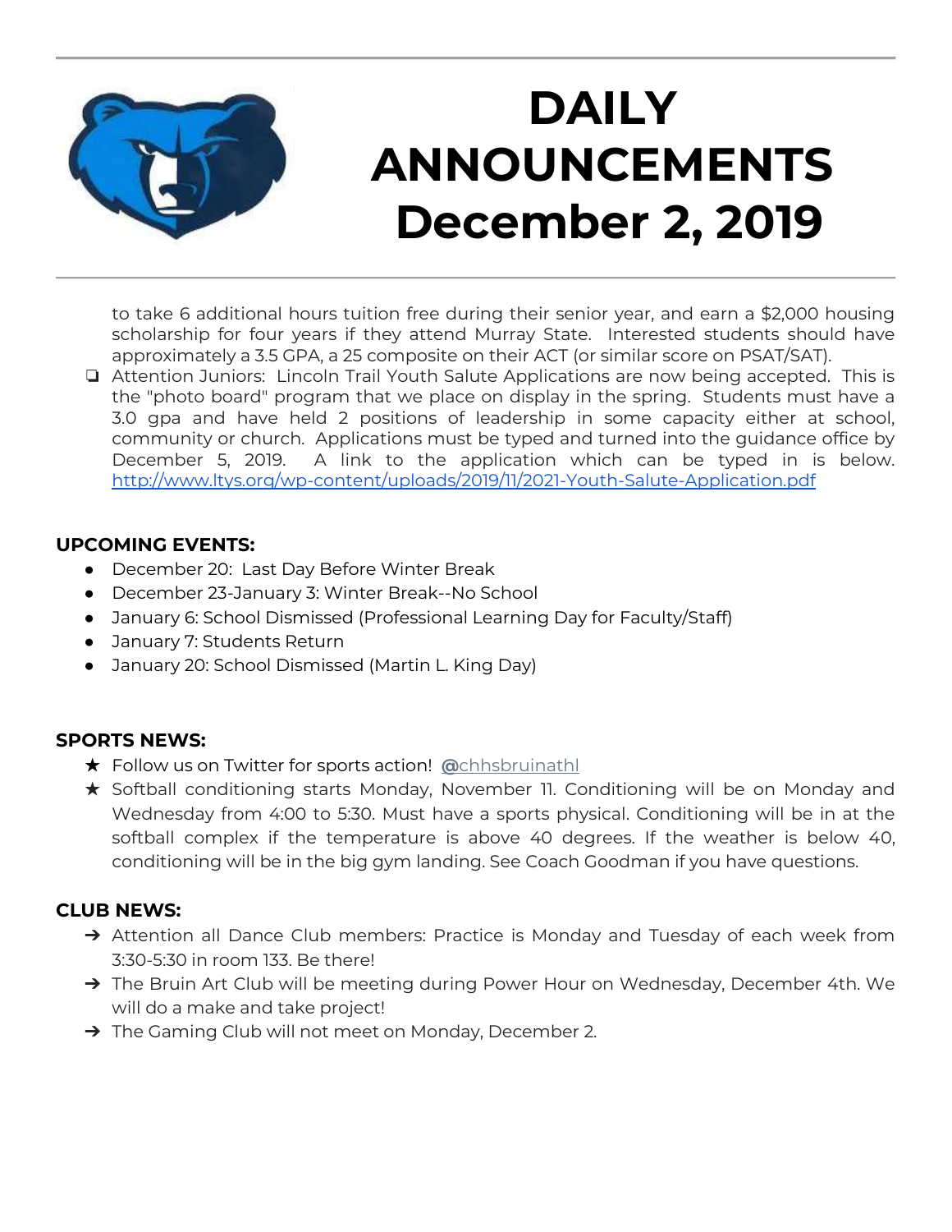# DAILY ANNOUNCEMENTS December 2, 2019

to take 6 additional hours tuition free during their senior year, and earn a $2,000 housing scholarship for four years if they attend Murray State. Interested students should have approximately a 3.5 GPA, a 25 composite on their ACT (or similar score on PSAT/SAT).

- Attention Juniors: Lincoln Trail Youth Salute Applications are now being accepted. This is the "photo board" program that we place on display in the spring. Students must have a 3.0 gpa and have held 2 positions of leadership in some capacity either at school, community or church. Applications must be typed and turned into the guidance office by December 5, 2019. A link to the application which can be typed in is below. http://www.ltys.org/wp-content/uploads/2019/11/2021-Youth-Salute-Application.pdf

**UPCOMING EVENTS:**

- December 20: Last Day Before Winter Break
- December 23-January 3: Winter Break--No School
- January 6: School Dismissed (Professional Learning Day for Faculty/Staff)
- January 7: Students Return
- January 20: School Dismissed (Martin L. King Day)

**SPORTS NEWS:**

- Follow us on Twitter for sports action! @chhsbruinathl
- Softball conditioning starts Monday, November 11. Conditioning will be on Monday and Wednesday from 4:00 to 5:30. Must have a sports physical. Conditioning will be in at the softball complex if the temperature is above 40 degrees. If the weather is below 40, conditioning will be in the big gym landing. See Coach Goodman if you have questions.

**CLUB NEWS:**

- Attention all Dance Club members: Practice is Monday and Tuesday of each week from 3:30-5:30 in room 133. Be there!
- The Bruin Art Club will be meeting during Power Hour on Wednesday, December 4th. We will do a make and take project!
- The Gaming Club will not meet on Monday, December 2.